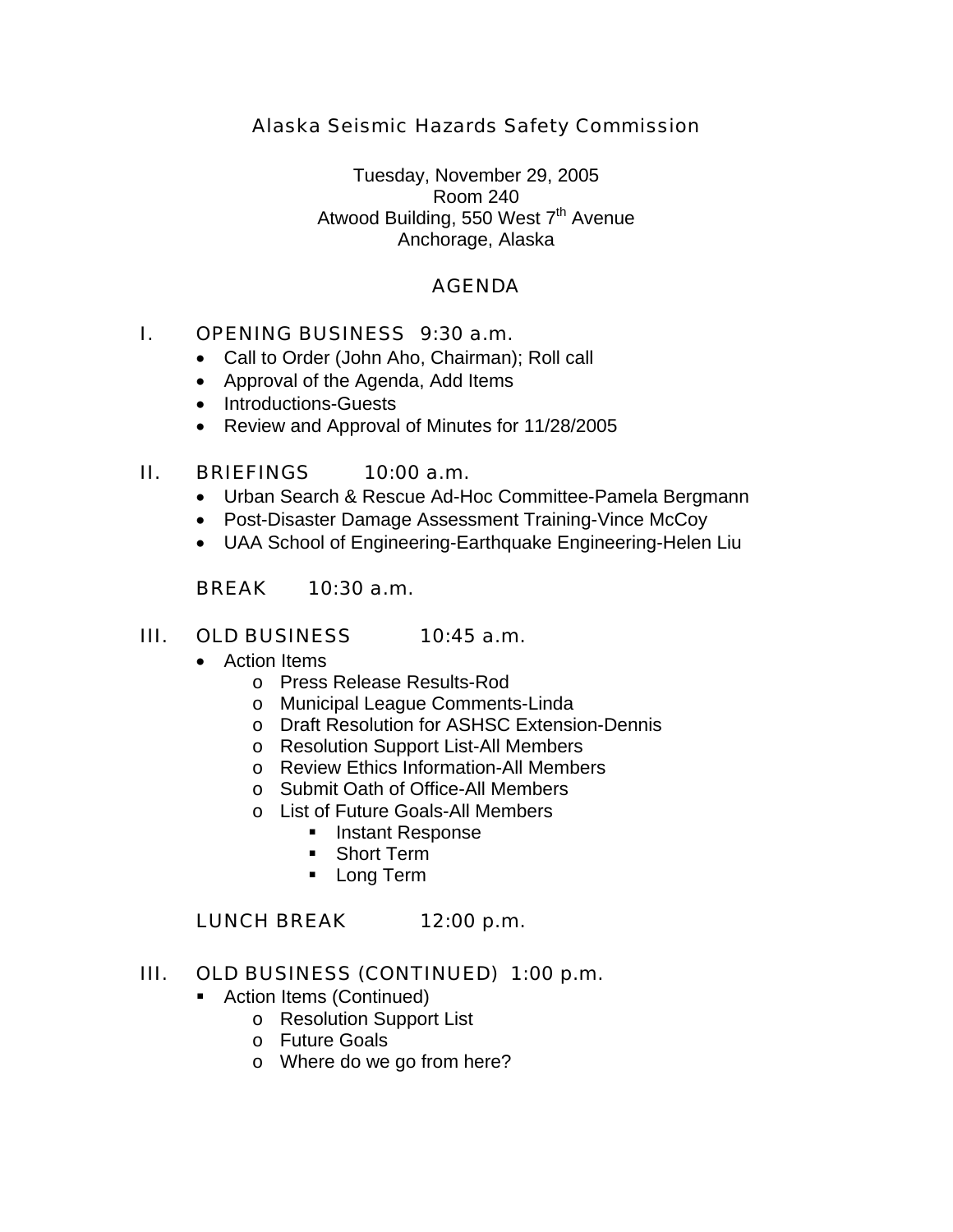# Alaska Seismic Hazards Safety Commission

Tuesday, November 29, 2005
Room 240
Atwood Building, 550 West 7th Avenue
Anchorage, Alaska

## AGENDA

### I. OPENING BUSINESS 9:30 a.m.

- Call to Order (John Aho, Chairman); Roll call
- Approval of the Agenda, Add Items
- Introductions-Guests
- Review and Approval of Minutes for 11/28/2005

### II. BRIEFINGS 10:00 a.m.

- Urban Search & Rescue Ad-Hoc Committee-Pamela Bergmann
- Post-Disaster Damage Assessment Training-Vince McCoy
- UAA School of Engineering-Earthquake Engineering-Helen Liu

BREAK 10:30 a.m.

### III. OLD BUSINESS 10:45 a.m.

- Action Items
  - Press Release Results-Rod
  - Municipal League Comments-Linda
  - Draft Resolution for ASHSC Extension-Dennis
  - Resolution Support List-All Members
  - Review Ethics Information-All Members
  - Submit Oath of Office-All Members
  - List of Future Goals-All Members
    - Instant Response
    - Short Term
    - Long Term

LUNCH BREAK 12:00 p.m.

### III. OLD BUSINESS (CONTINUED) 1:00 p.m.

- Action Items (Continued)
  - Resolution Support List
  - Future Goals
  - Where do we go from here?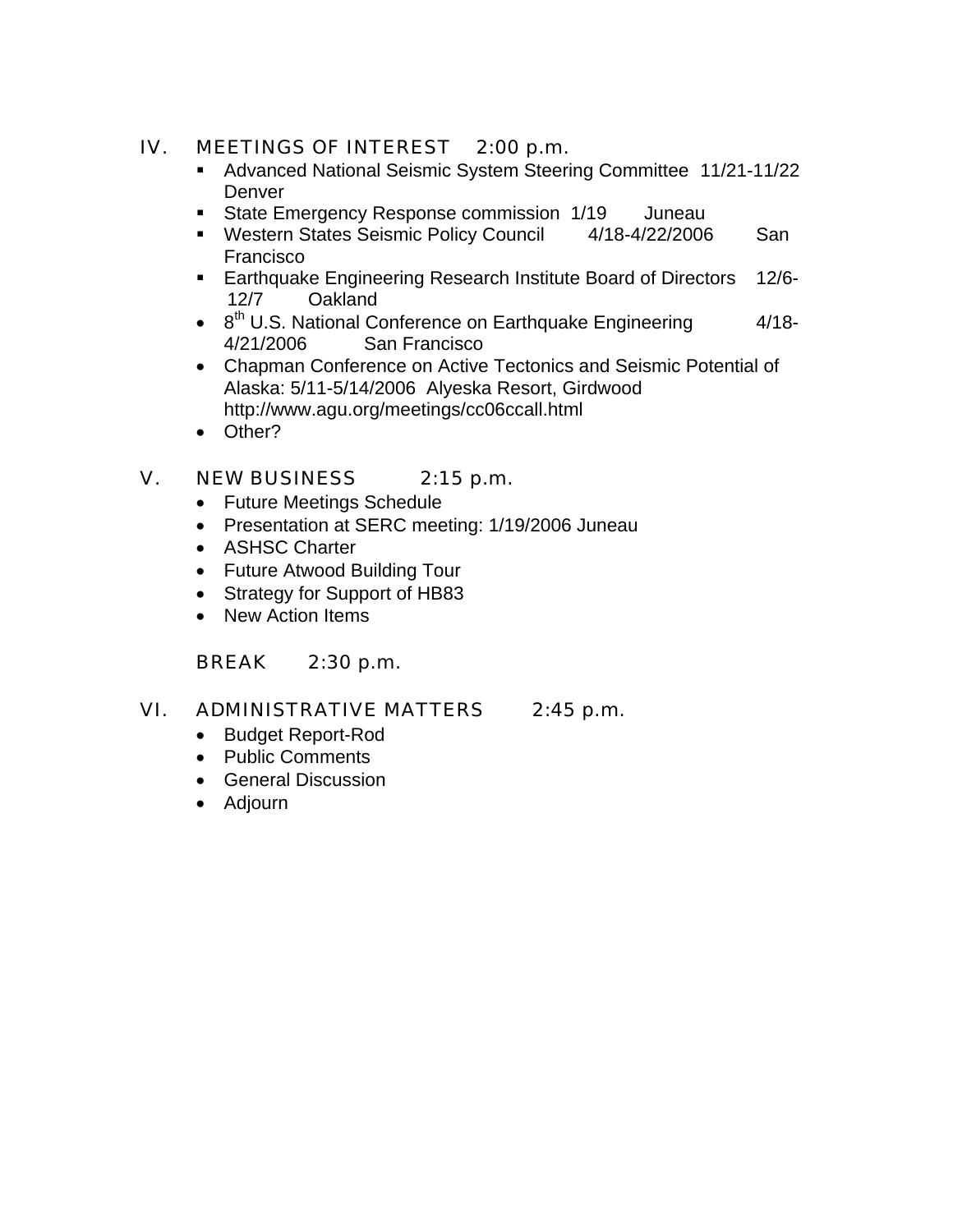## IV. MEETINGS OF INTEREST 2:00 p.m.

- Advanced National Seismic System Steering Committee 11/21-11/22 Denver
- State Emergency Response commission 1/19 Juneau
- Western States Seismic Policy Council 4/18-4/22/2006 San Francisco
- Earthquake Engineering Research Institute Board of Directors 12/6-12/7 Oakland
- 8th U.S. National Conference on Earthquake Engineering 4/18-4/21/2006 San Francisco
- Chapman Conference on Active Tectonics and Seismic Potential of Alaska: 5/11-5/14/2006 Alyeska Resort, Girdwood http://www.agu.org/meetings/cc06ccall.html
- Other?

## V. NEW BUSINESS 2:15 p.m.

- Future Meetings Schedule
- Presentation at SERC meeting: 1/19/2006 Juneau
- ASHSC Charter
- Future Atwood Building Tour
- Strategy for Support of HB83
- New Action Items

BREAK 2:30 p.m.

## VI. ADMINISTRATIVE MATTERS 2:45 p.m.

- Budget Report-Rod
- Public Comments
- General Discussion
- Adjourn